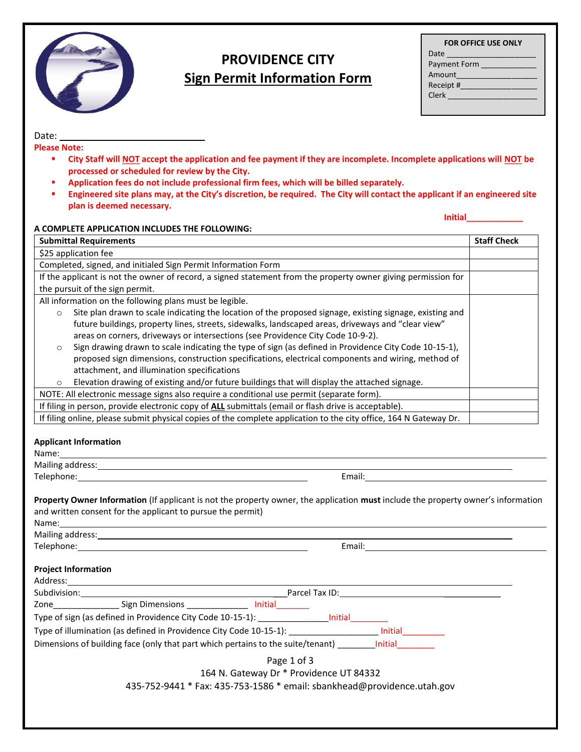# PROVIDENCE CITY

## Sign Permit Information Form

| FOR OFFICE USE ONLY |
|---|
| Date ___________________ |
| Payment Form ____________ |
| Amount__________________ |
| Receipt #________________ |
| Clerk ___________________ |

Date: ______________________________

**Please Note:**

- **City Staff will NOT accept the application and fee payment if they are incomplete. Incomplete applications will NOT be processed or scheduled for review by the City.**
- **Application fees do not include professional firm fees, which will be billed separately.**
- **Engineered site plans may, at the City's discretion, be required. The City will contact the applicant if an engineered site plan is deemed necessary.**

**Initial____________**

**A COMPLETE APPLICATION INCLUDES THE FOLLOWING:**

| **Submittal Requirements** | **Staff Check** |
|---|---|
| $25 application fee | |
| Completed, signed, and initialed Sign Permit Information Form | |
| If the applicant is not the owner of record, a signed statement from the property owner giving permission for the pursuit of the sign permit. | |
| All information on the following plans must be legible.<br>○ Site plan drawn to scale indicating the location of the proposed signage, existing signage, existing and future buildings, property lines, streets, sidewalks, landscaped areas, driveways and "clear view" areas on corners, driveways or intersections (see Providence City Code 10-9-2).<br>○ Sign drawing drawn to scale indicating the type of sign (as defined in Providence City Code 10-15-1), proposed sign dimensions, construction specifications, electrical components and wiring, method of attachment, and illumination specifications<br>○ Elevation drawing of existing and/or future buildings that will display the attached signage. | |
| NOTE: All electronic message signs also require a conditional use permit (separate form). | |
| If filing in person, provide electronic copy of **ALL** submittals (email or flash drive is acceptable). | |
| If filing online, please submit physical copies of the complete application to the city office, 164 N Gateway Dr. | |

**Applicant Information**

Name: ________________________________________________

Mailing address: ________________________________________

Telephone: ______________________________ Email: ______________________________

**Property Owner Information** (If applicant is not the property owner, the application **must** include the property owner's information and written consent for the applicant to pursue the permit)

Name: ________________________________________________

Mailing address: ________________________________________

Telephone: ______________________________ Email: ______________________________

**Project Information**

Address: ______________________________________________

Subdivision: ______________________________ Parcel Tax ID: ______________________________

Zone______________ Sign Dimensions _____________ Initial_______

Type of sign (as defined in Providence City Code 10-15-1): ______________Initial________

Type of illumination (as defined in Providence City Code 10-15-1): __________________ Initial_________

Dimensions of building face (only that part which pertains to the suite/tenant) ________Initial________

164 N. Gateway Dr * Providence UT 84332

435-752-9441 * Fax: 435-753-1586 * email: sbankhead@providence.utah.gov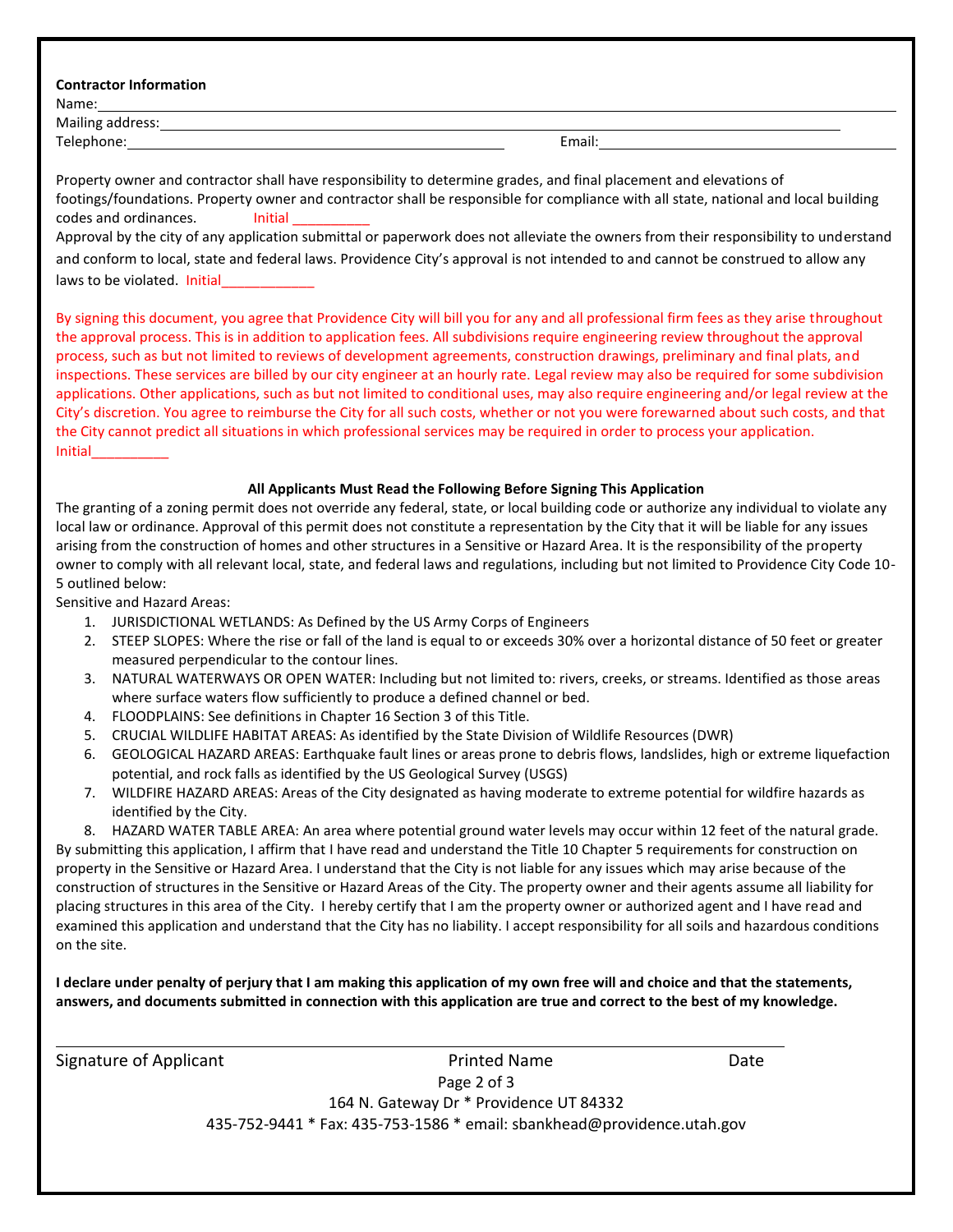**Contractor Information**

Name:\_\_\_\_\_\_\_\_\_\_\_\_\_\_\_\_\_\_\_\_\_\_\_\_\_\_\_\_\_\_\_\_\_\_\_\_\_\_\_\_\_\_\_\_\_\_\_\_\_\_\_\_\_\_\_\_\_\_\_\_\_\_\_\_

Mailing address:\_\_\_\_\_\_\_\_\_\_\_\_\_\_\_\_\_\_\_\_\_\_\_\_\_\_\_\_\_\_\_\_\_\_\_\_\_\_\_\_\_\_\_\_\_\_\_\_\_\_\_\_\_\_\_

Telephone:\_\_\_\_\_\_\_\_\_\_\_\_\_\_\_\_\_\_\_\_\_\_\_\_\_\_\_\_\_\_\_\_ Email:\_\_\_\_\_\_\_\_\_\_\_\_\_\_\_\_\_\_\_\_\_\_\_\_\_\_\_\_

Property owner and contractor shall have responsibility to determine grades, and final placement and elevations of footings/foundations. Property owner and contractor shall be responsible for compliance with all state, national and local building codes and ordinances. Initial \_\_\_\_\_\_\_\_\_\_

Approval by the city of any application submittal or paperwork does not alleviate the owners from their responsibility to understand and conform to local, state and federal laws. Providence City's approval is not intended to and cannot be construed to allow any laws to be violated. Initial\_\_\_\_\_\_\_\_\_\_\_\_

By signing this document, you agree that Providence City will bill you for any and all professional firm fees as they arise throughout the approval process. This is in addition to application fees. All subdivisions require engineering review throughout the approval process, such as but not limited to reviews of development agreements, construction drawings, preliminary and final plats, and inspections. These services are billed by our city engineer at an hourly rate. Legal review may also be required for some subdivision applications. Other applications, such as but not limited to conditional uses, may also require engineering and/or legal review at the City's discretion. You agree to reimburse the City for all such costs, whether or not you were forewarned about such costs, and that the City cannot predict all situations in which professional services may be required in order to process your application.
Initial\_\_\_\_\_\_\_\_\_\_

**All Applicants Must Read the Following Before Signing This Application**

The granting of a zoning permit does not override any federal, state, or local building code or authorize any individual to violate any local law or ordinance. Approval of this permit does not constitute a representation by the City that it will be liable for any issues arising from the construction of homes and other structures in a Sensitive or Hazard Area. It is the responsibility of the property owner to comply with all relevant local, state, and federal laws and regulations, including but not limited to Providence City Code 10-5 outlined below:

Sensitive and Hazard Areas:

1. JURISDICTIONAL WETLANDS: As Defined by the US Army Corps of Engineers
2. STEEP SLOPES: Where the rise or fall of the land is equal to or exceeds 30% over a horizontal distance of 50 feet or greater measured perpendicular to the contour lines.
3. NATURAL WATERWAYS OR OPEN WATER: Including but not limited to: rivers, creeks, or streams. Identified as those areas where surface waters flow sufficiently to produce a defined channel or bed.
4. FLOODPLAINS: See definitions in Chapter 16 Section 3 of this Title.
5. CRUCIAL WILDLIFE HABITAT AREAS: As identified by the State Division of Wildlife Resources (DWR)
6. GEOLOGICAL HAZARD AREAS: Earthquake fault lines or areas prone to debris flows, landslides, high or extreme liquefaction potential, and rock falls as identified by the US Geological Survey (USGS)
7. WILDFIRE HAZARD AREAS: Areas of the City designated as having moderate to extreme potential for wildfire hazards as identified by the City.
8. HAZARD WATER TABLE AREA: An area where potential ground water levels may occur within 12 feet of the natural grade.

By submitting this application, I affirm that I have read and understand the Title 10 Chapter 5 requirements for construction on property in the Sensitive or Hazard Area. I understand that the City is not liable for any issues which may arise because of the construction of structures in the Sensitive or Hazard Areas of the City. The property owner and their agents assume all liability for placing structures in this area of the City. I hereby certify that I am the property owner or authorized agent and I have read and examined this application and understand that the City has no liability. I accept responsibility for all soils and hazardous conditions on the site.

**I declare under penalty of perjury that I am making this application of my own free will and choice and that the statements, answers, and documents submitted in connection with this application are true and correct to the best of my knowledge.**

\_\_\_\_\_\_\_\_\_\_\_\_\_\_\_\_\_\_\_\_\_\_\_\_\_\_\_\_\_\_\_\_\_\_\_\_\_\_\_\_\_\_\_\_\_\_\_\_\_\_\_\_\_\_\_\_\_\_\_\_

Signature of Applicant          Printed Name          Date

164 N. Gateway Dr * Providence UT 84332

435-752-9441 * Fax: 435-753-1586 * email: sbankhead@providence.utah.gov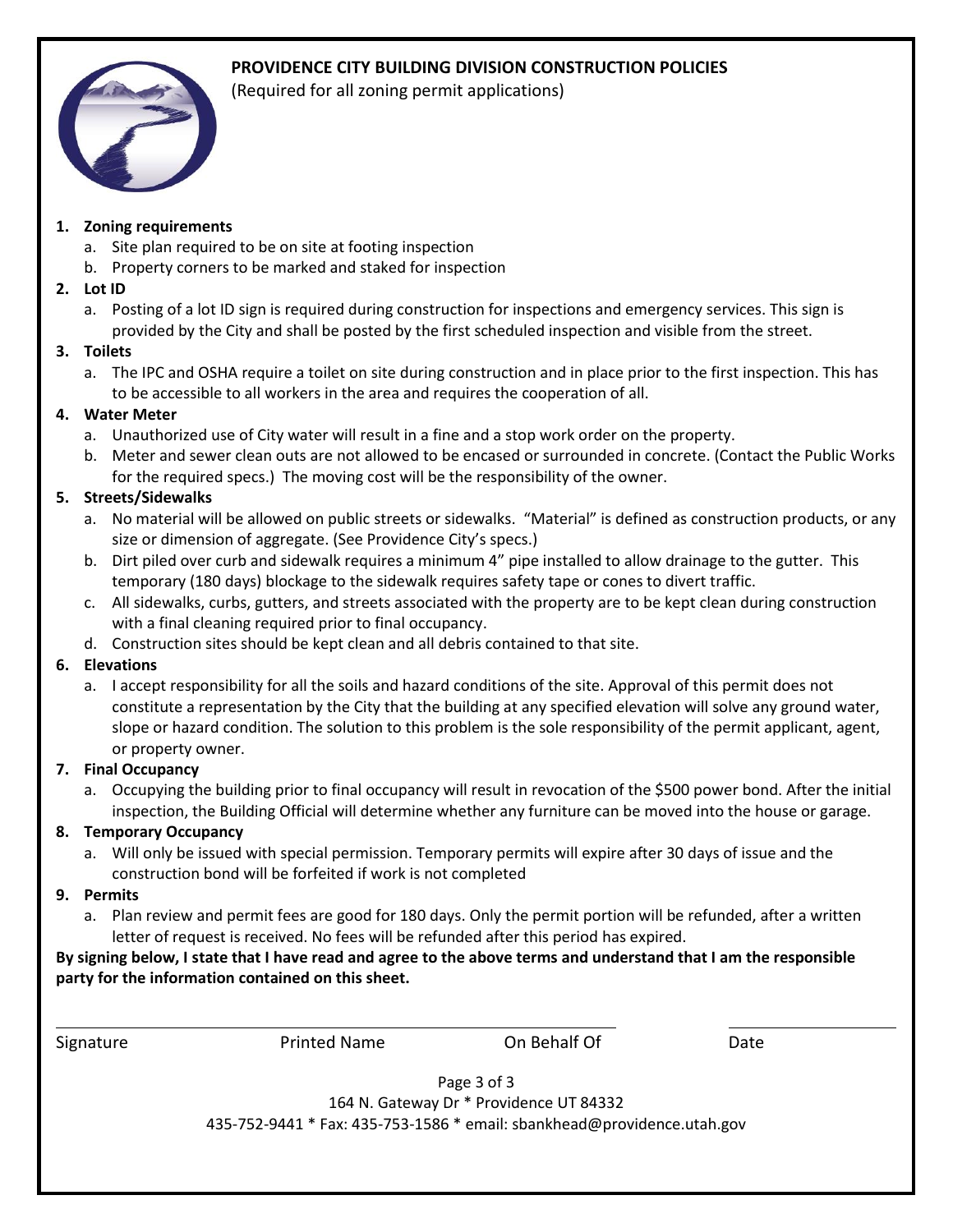# PROVIDENCE CITY BUILDING DIVISION CONSTRUCTION POLICIES

(Required for all zoning permit applications)

1. **Zoning requirements**
   a. Site plan required to be on site at footing inspection
   b. Property corners to be marked and staked for inspection
2. **Lot ID**
   a. Posting of a lot ID sign is required during construction for inspections and emergency services. This sign is provided by the City and shall be posted by the first scheduled inspection and visible from the street.
3. **Toilets**
   a. The IPC and OSHA require a toilet on site during construction and in place prior to the first inspection. This has to be accessible to all workers in the area and requires the cooperation of all.
4. **Water Meter**
   a. Unauthorized use of City water will result in a fine and a stop work order on the property.
   b. Meter and sewer clean outs are not allowed to be encased or surrounded in concrete. (Contact the Public Works for the required specs.) The moving cost will be the responsibility of the owner.
5. **Streets/Sidewalks**
   a. No material will be allowed on public streets or sidewalks. "Material" is defined as construction products, or any size or dimension of aggregate. (See Providence City's specs.)
   b. Dirt piled over curb and sidewalk requires a minimum 4" pipe installed to allow drainage to the gutter. This temporary (180 days) blockage to the sidewalk requires safety tape or cones to divert traffic.
   c. All sidewalks, curbs, gutters, and streets associated with the property are to be kept clean during construction with a final cleaning required prior to final occupancy.
   d. Construction sites should be kept clean and all debris contained to that site.
6. **Elevations**
   a. I accept responsibility for all the soils and hazard conditions of the site. Approval of this permit does not constitute a representation by the City that the building at any specified elevation will solve any ground water, slope or hazard condition. The solution to this problem is the sole responsibility of the permit applicant, agent, or property owner.
7. **Final Occupancy**
   a. Occupying the building prior to final occupancy will result in revocation of the $500 power bond. After the initial inspection, the Building Official will determine whether any furniture can be moved into the house or garage.
8. **Temporary Occupancy**
   a. Will only be issued with special permission. Temporary permits will expire after 30 days of issue and the construction bond will be forfeited if work is not completed
9. **Permits**
   a. Plan review and permit fees are good for 180 days. Only the permit portion will be refunded, after a written letter of request is received. No fees will be refunded after this period has expired.

**By signing below, I state that I have read and agree to the above terms and understand that I am the responsible party for the information contained on this sheet.**

Signature Printed Name On Behalf Of Date

164 N. Gateway Dr * Providence UT 84332
435-752-9441 * Fax: 435-753-1586 * email: sbankhead@providence.utah.gov